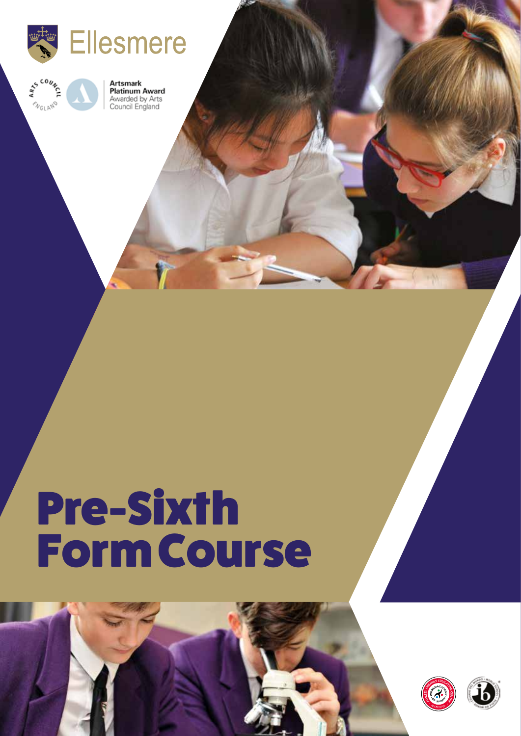Ellesmere

Artsmark Platinum Award
Awarded by Arts Council England

# Pre-Sixth Form Course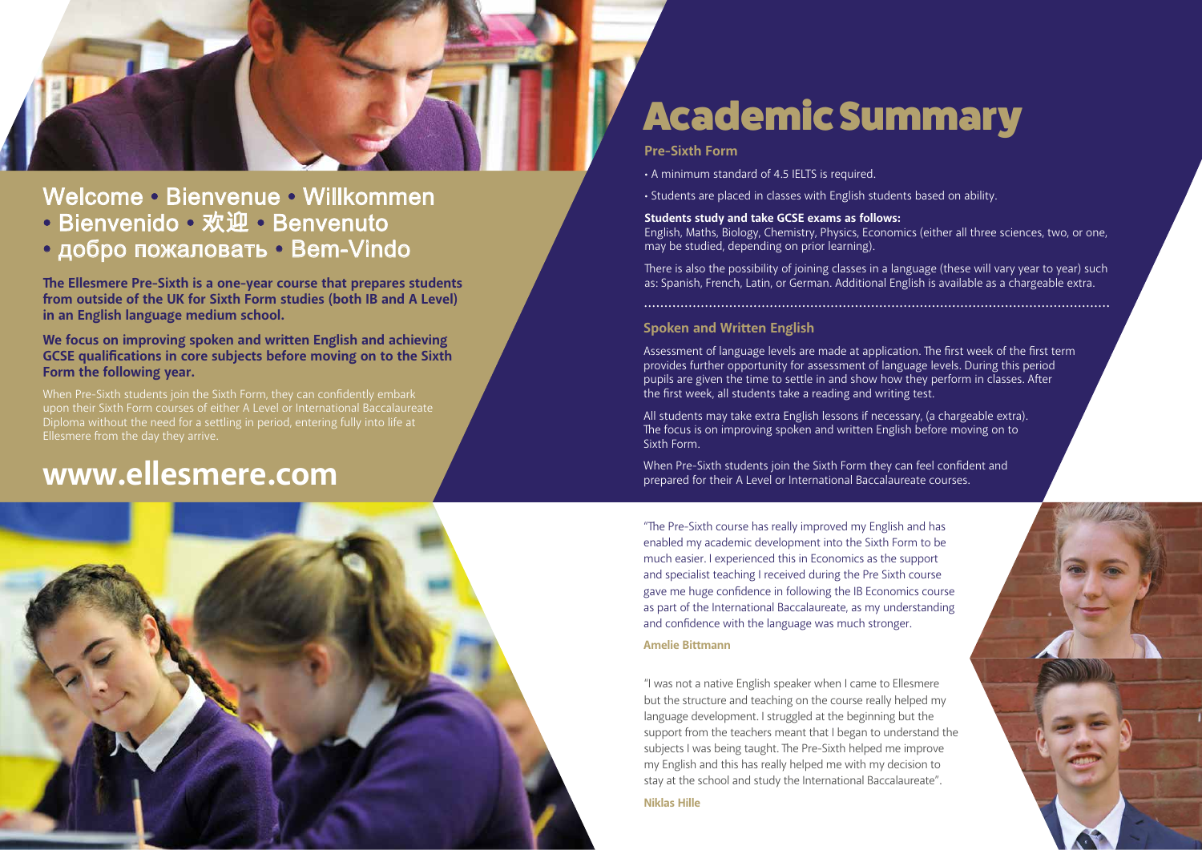Welcome • Bienvenue • Willkommen • Bienvenido • 欢迎 • Benvenuto • добро пожаловать • Bem-Vindo

**The Ellesmere Pre-Sixth is a one-year course that prepares students from outside of the UK for Sixth Form studies (both IB and A Level) in an English language medium school.**

**We focus on improving spoken and written English and achieving GCSE qualifications in core subjects before moving on to the Sixth Form the following year.**

When Pre-Sixth students join the Sixth Form, they can confidently embark upon their Sixth Form courses of either A Level or International Baccalaureate Diploma without the need for a settling in period, entering fully into life at Ellesmere from the day they arrive.

## www.ellesmere.com

# Academic Summary

### Pre-Sixth Form

- A minimum standard of 4.5 IELTS is required.
- Students are placed in classes with English students based on ability.

**Students study and take GCSE exams as follows:**
English, Maths, Biology, Chemistry, Physics, Economics (either all three sciences, two, or one, may be studied, depending on prior learning).

There is also the possibility of joining classes in a language (these will vary year to year) such as: Spanish, French, Latin, or German. Additional English is available as a chargeable extra.

### Spoken and Written English

Assessment of language levels are made at application. The first week of the first term provides further opportunity for assessment of language levels. During this period pupils are given the time to settle in and show how they perform in classes. After the first week, all students take a reading and writing test.

All students may take extra English lessons if necessary, (a chargeable extra). The focus is on improving spoken and written English before moving on to Sixth Form.

When Pre-Sixth students join the Sixth Form they can feel confident and prepared for their A Level or International Baccalaureate courses.

"The Pre-Sixth course has really improved my English and has enabled my academic development into the Sixth Form to be much easier. I experienced this in Economics as the support and specialist teaching I received during the Pre Sixth course gave me huge confidence in following the IB Economics course as part of the International Baccalaureate, as my understanding and confidence with the language was much stronger.

**Amelie Bittmann**

"I was not a native English speaker when I came to Ellesmere but the structure and teaching on the course really helped my language development. I struggled at the beginning but the support from the teachers meant that I began to understand the subjects I was being taught. The Pre-Sixth helped me improve my English and this has really helped me with my decision to stay at the school and study the International Baccalaureate".

**Niklas Hille**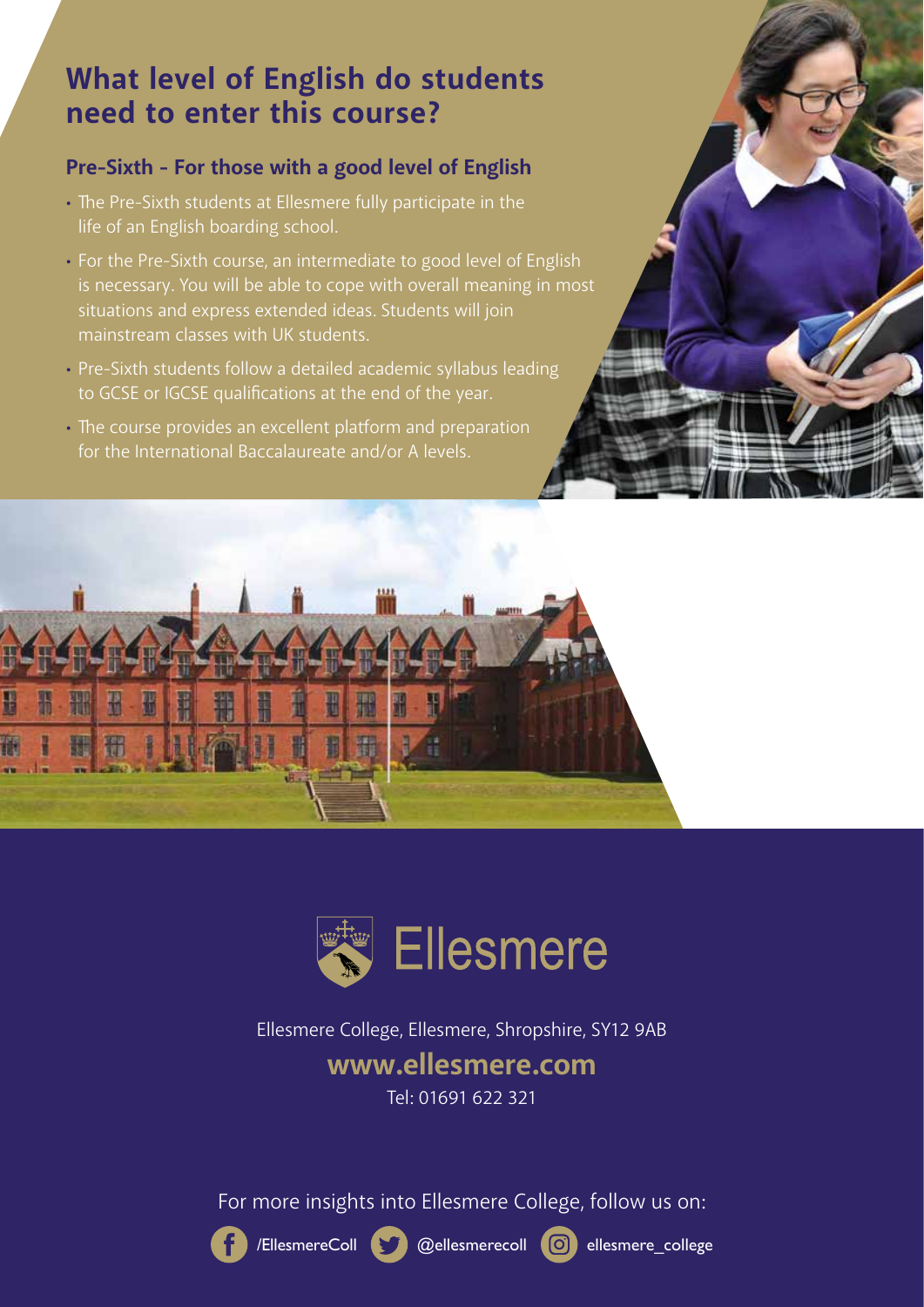## What level of English do students need to enter this course?

### Pre-Sixth - For those with a good level of English

- The Pre-Sixth students at Ellesmere fully participate in the life of an English boarding school.
- For the Pre-Sixth course, an intermediate to good level of English is necessary. You will be able to cope with overall meaning in most situations and express extended ideas. Students will join mainstream classes with UK students.
- Pre-Sixth students follow a detailed academic syllabus leading to GCSE or IGCSE qualifications at the end of the year.
- The course provides an excellent platform and preparation for the International Baccalaureate and/or A levels.

Ellesmere

Ellesmere College, Ellesmere, Shropshire, SY12 9AB

**www.ellesmere.com**

Tel: 01691 622 321

For more insights into Ellesmere College, follow us on:

/EllesmereColl @ellesmerecoll ellesmere_college